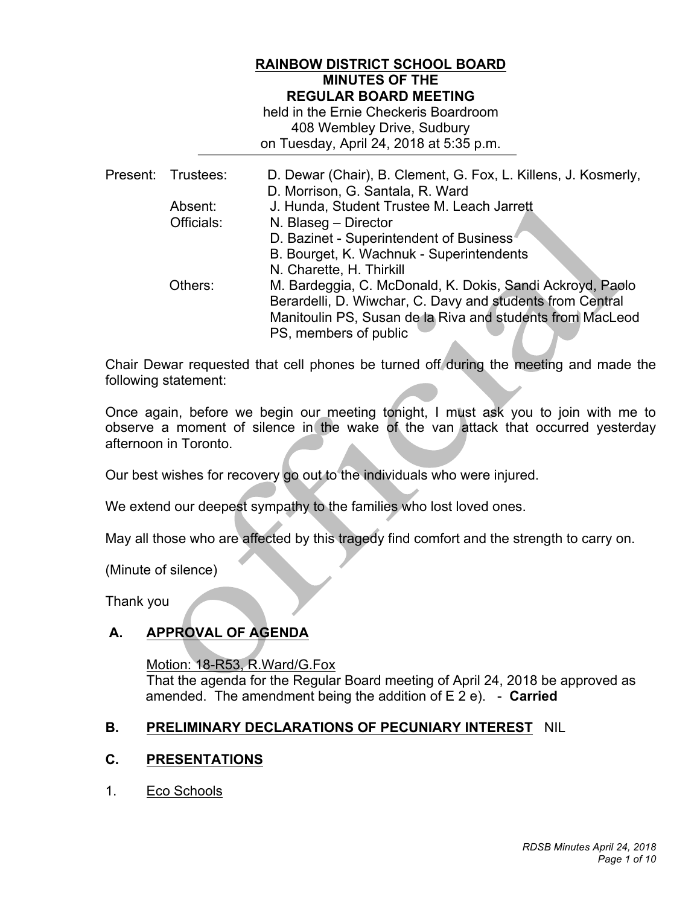**RAINBOW DISTRICT SCHOOL BOARD**
**MINUTES OF THE**
**REGULAR BOARD MEETING**
held in the Ernie Checkeris Boardroom
408 Wembley Drive, Sudbury
on Tuesday, April 24, 2018 at 5:35 p.m.

| | | |
|---|---|---|
| Present: | Trustees: | D. Dewar (Chair), B. Clement, G. Fox, L. Killens, J. Kosmerly, D. Morrison, G. Santala, R. Ward |
| | Absent: | J. Hunda, Student Trustee M. Leach Jarrett |
| | Officials: | N. Blaseg – Director<br>D. Bazinet - Superintendent of Business<br>B. Bourget, K. Wachnuk - Superintendents<br>N. Charette, H. Thirkill |
| | Others: | M. Bardeggia, C. McDonald, K. Dokis, Sandi Ackroyd, Paolo Berardelli, D. Wiwchar, C. Davy and students from Central Manitoulin PS, Susan de la Riva and students from MacLeod PS, members of public |

Chair Dewar requested that cell phones be turned off during the meeting and made the following statement:

Once again, before we begin our meeting tonight, I must ask you to join with me to observe a moment of silence in the wake of the van attack that occurred yesterday afternoon in Toronto.

Our best wishes for recovery go out to the individuals who were injured.

We extend our deepest sympathy to the families who lost loved ones.

May all those who are affected by this tragedy find comfort and the strength to carry on.

(Minute of silence)

Thank you

## A. APPROVAL OF AGENDA

Motion: 18-R53, R.Ward/G.Fox
That the agenda for the Regular Board meeting of April 24, 2018 be approved as amended. The amendment being the addition of E 2 e). - **Carried**

## B. PRELIMINARY DECLARATIONS OF PECUNIARY INTEREST NIL

## C. PRESENTATIONS

1. Eco Schools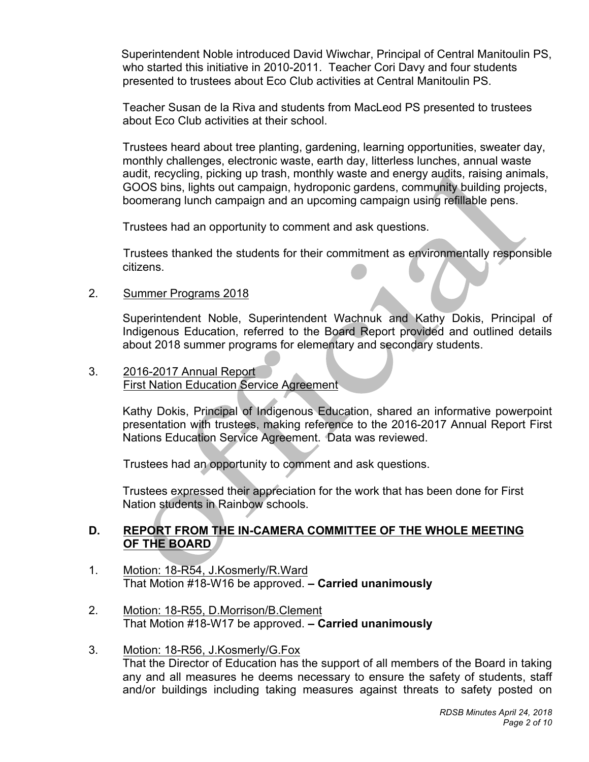Superintendent Noble introduced David Wiwchar, Principal of Central Manitoulin PS, who started this initiative in 2010-2011. Teacher Cori Davy and four students presented to trustees about Eco Club activities at Central Manitoulin PS.

Teacher Susan de la Riva and students from MacLeod PS presented to trustees about Eco Club activities at their school.

Trustees heard about tree planting, gardening, learning opportunities, sweater day, monthly challenges, electronic waste, earth day, litterless lunches, annual waste audit, recycling, picking up trash, monthly waste and energy audits, raising animals, GOOS bins, lights out campaign, hydroponic gardens, community building projects, boomerang lunch campaign and an upcoming campaign using refillable pens.

Trustees had an opportunity to comment and ask questions.

Trustees thanked the students for their commitment as environmentally responsible citizens.

2. Summer Programs 2018

Superintendent Noble, Superintendent Wachnuk and Kathy Dokis, Principal of Indigenous Education, referred to the Board Report provided and outlined details about 2018 summer programs for elementary and secondary students.

3. 2016-2017 Annual Report
First Nation Education Service Agreement

Kathy Dokis, Principal of Indigenous Education, shared an informative powerpoint presentation with trustees, making reference to the 2016-2017 Annual Report First Nations Education Service Agreement. Data was reviewed.

Trustees had an opportunity to comment and ask questions.

Trustees expressed their appreciation for the work that has been done for First Nation students in Rainbow schools.

## D. REPORT FROM THE IN-CAMERA COMMITTEE OF THE WHOLE MEETING OF THE BOARD

1. Motion: 18-R54, J.Kosmerly/R.Ward
That Motion #18-W16 be approved. **– Carried unanimously**

2. Motion: 18-R55, D.Morrison/B.Clement
That Motion #18-W17 be approved. **– Carried unanimously**

3. Motion: 18-R56, J.Kosmerly/G.Fox
That the Director of Education has the support of all members of the Board in taking any and all measures he deems necessary to ensure the safety of students, staff and/or buildings including taking measures against threats to safety posted on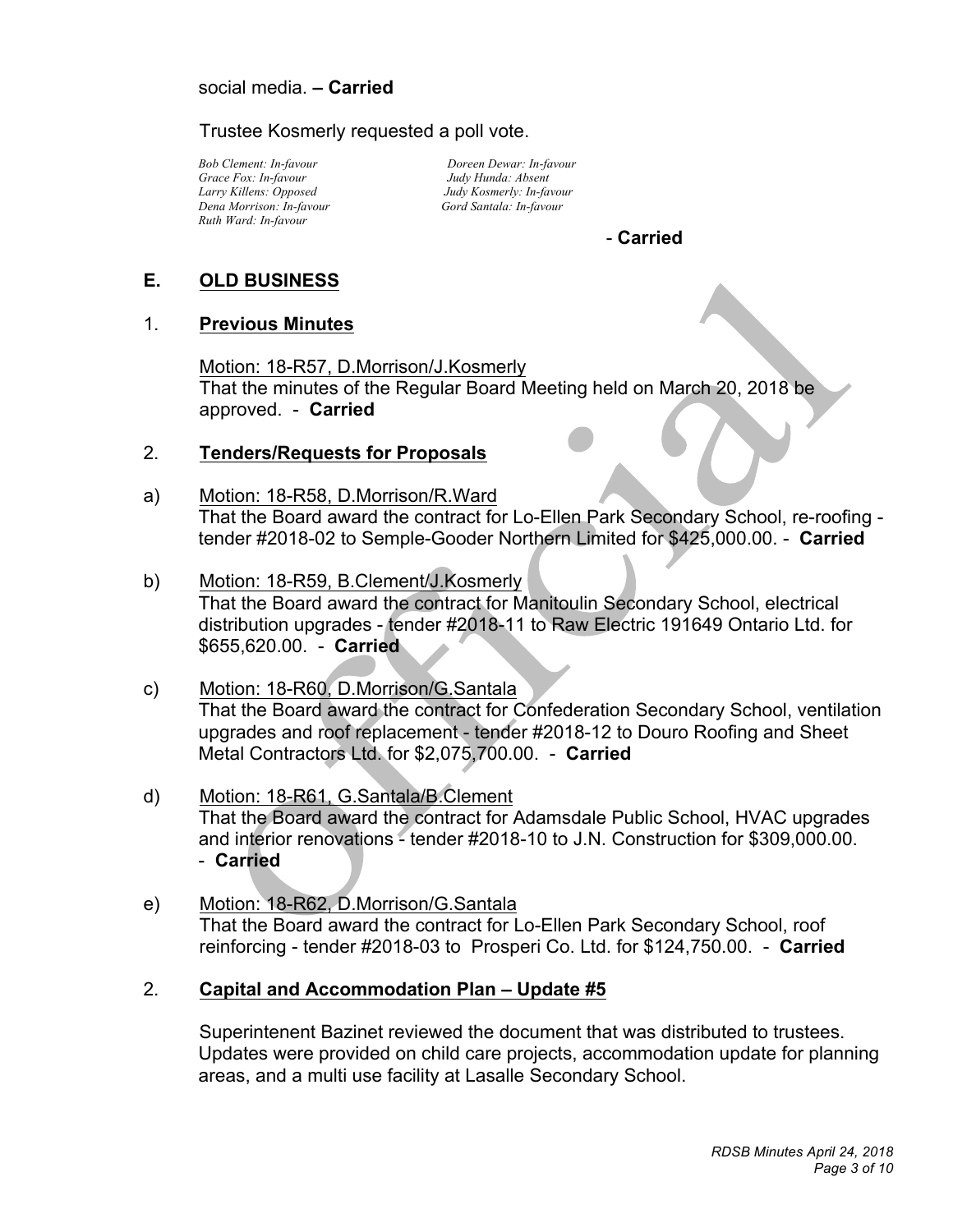social media. **– Carried**

Trustee Kosmerly requested a poll vote.

*Bob Clement: In-favour*
*Doreen Dewar: In-favour*
*Grace Fox: In-favour*
*Judy Hunda: Absent*
*Larry Killens: Opposed*
*Judy Kosmerly: In-favour*
*Dena Morrison: In-favour*
*Gord Santala: In-favour*
*Ruth Ward: In-favour*

\- **Carried**

## E. OLD BUSINESS

### 1. Previous Minutes

Motion: 18-R57, D.Morrison/J.Kosmerly
That the minutes of the Regular Board Meeting held on March 20, 2018 be approved. - **Carried**

### 2. Tenders/Requests for Proposals

a) Motion: 18-R58, D.Morrison/R.Ward
That the Board award the contract for Lo-Ellen Park Secondary School, re-roofing - tender #2018-02 to Semple-Gooder Northern Limited for $425,000.00. - **Carried**

b) Motion: 18-R59, B.Clement/J.Kosmerly
That the Board award the contract for Manitoulin Secondary School, electrical distribution upgrades - tender #2018-11 to Raw Electric 191649 Ontario Ltd. for $655,620.00. - **Carried**

c) Motion: 18-R60, D.Morrison/G.Santala
That the Board award the contract for Confederation Secondary School, ventilation upgrades and roof replacement - tender #2018-12 to Douro Roofing and Sheet Metal Contractors Ltd. for $2,075,700.00. - **Carried**

d) Motion: 18-R61, G.Santala/B.Clement
That the Board award the contract for Adamsdale Public School, HVAC upgrades and interior renovations - tender #2018-10 to J.N. Construction for $309,000.00. - **Carried**

e) Motion: 18-R62, D.Morrison/G.Santala
That the Board award the contract for Lo-Ellen Park Secondary School, roof reinforcing - tender #2018-03 to Prosperi Co. Ltd. for $124,750.00. - **Carried**

### 2. Capital and Accommodation Plan – Update #5

Superintenent Bazinet reviewed the document that was distributed to trustees. Updates were provided on child care projects, accommodation update for planning areas, and a multi use facility at Lasalle Secondary School.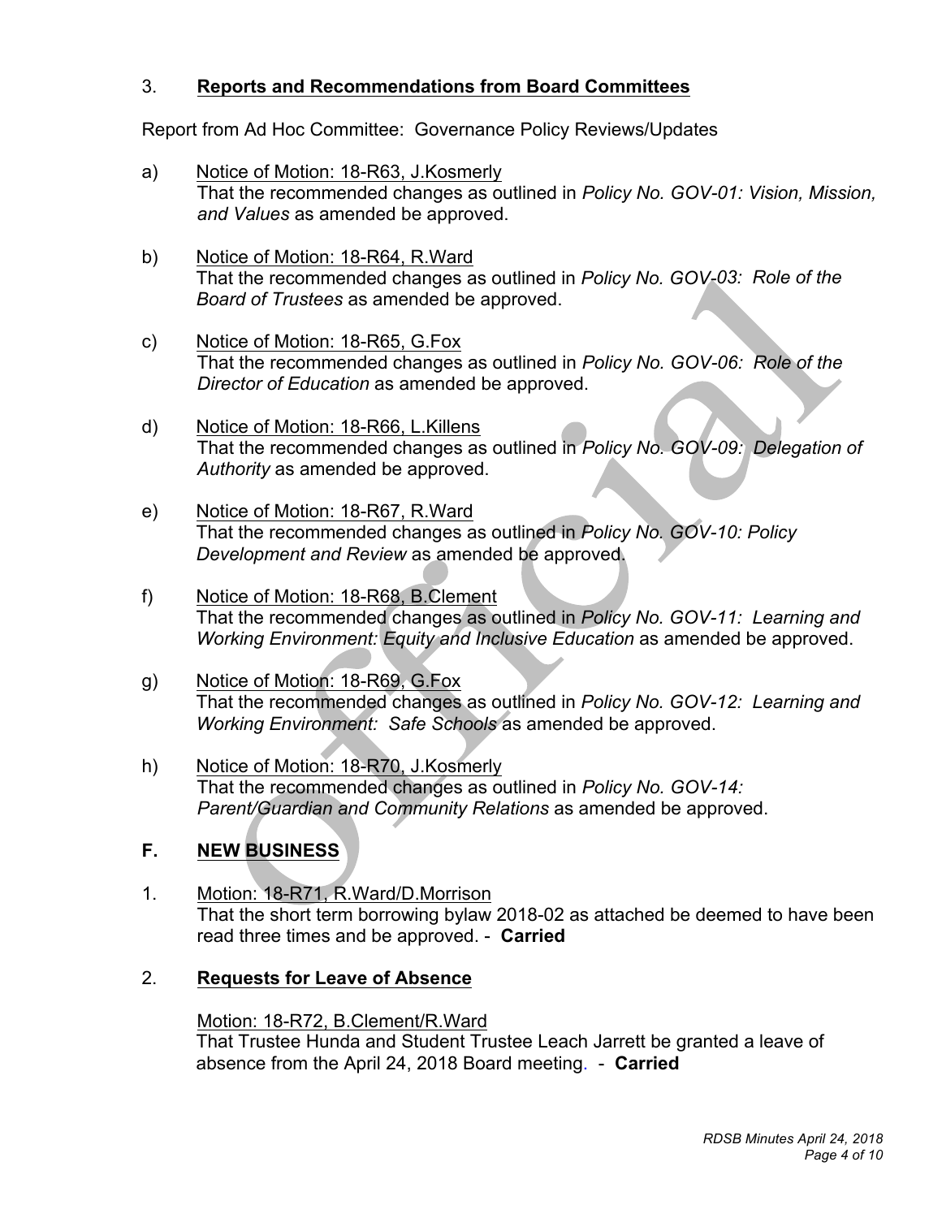3. **Reports and Recommendations from Board Committees**

Report from Ad Hoc Committee: Governance Policy Reviews/Updates

a) Notice of Motion: 18-R63, J.Kosmerly
That the recommended changes as outlined in *Policy No. GOV-01: Vision, Mission, and Values* as amended be approved.

b) Notice of Motion: 18-R64, R.Ward
That the recommended changes as outlined in *Policy No. GOV-03: Role of the Board of Trustees* as amended be approved.

c) Notice of Motion: 18-R65, G.Fox
That the recommended changes as outlined in *Policy No. GOV-06: Role of the Director of Education* as amended be approved.

d) Notice of Motion: 18-R66, L.Killens
That the recommended changes as outlined in *Policy No. GOV-09: Delegation of Authority* as amended be approved.

e) Notice of Motion: 18-R67, R.Ward
That the recommended changes as outlined in *Policy No. GOV-10: Policy Development and Review* as amended be approved.

f) Notice of Motion: 18-R68, B.Clement
That the recommended changes as outlined in *Policy No. GOV-11: Learning and Working Environment: Equity and Inclusive Education* as amended be approved.

g) Notice of Motion: 18-R69, G.Fox
That the recommended changes as outlined in *Policy No. GOV-12: Learning and Working Environment: Safe Schools* as amended be approved.

h) Notice of Motion: 18-R70, J.Kosmerly
That the recommended changes as outlined in *Policy No. GOV-14: Parent/Guardian and Community Relations* as amended be approved.

## F. NEW BUSINESS

1. Motion: 18-R71, R.Ward/D.Morrison
That the short term borrowing bylaw 2018-02 as attached be deemed to have been read three times and be approved. - **Carried**

2. **Requests for Leave of Absence**

Motion: 18-R72, B.Clement/R.Ward
That Trustee Hunda and Student Trustee Leach Jarrett be granted a leave of absence from the April 24, 2018 Board meeting. - **Carried**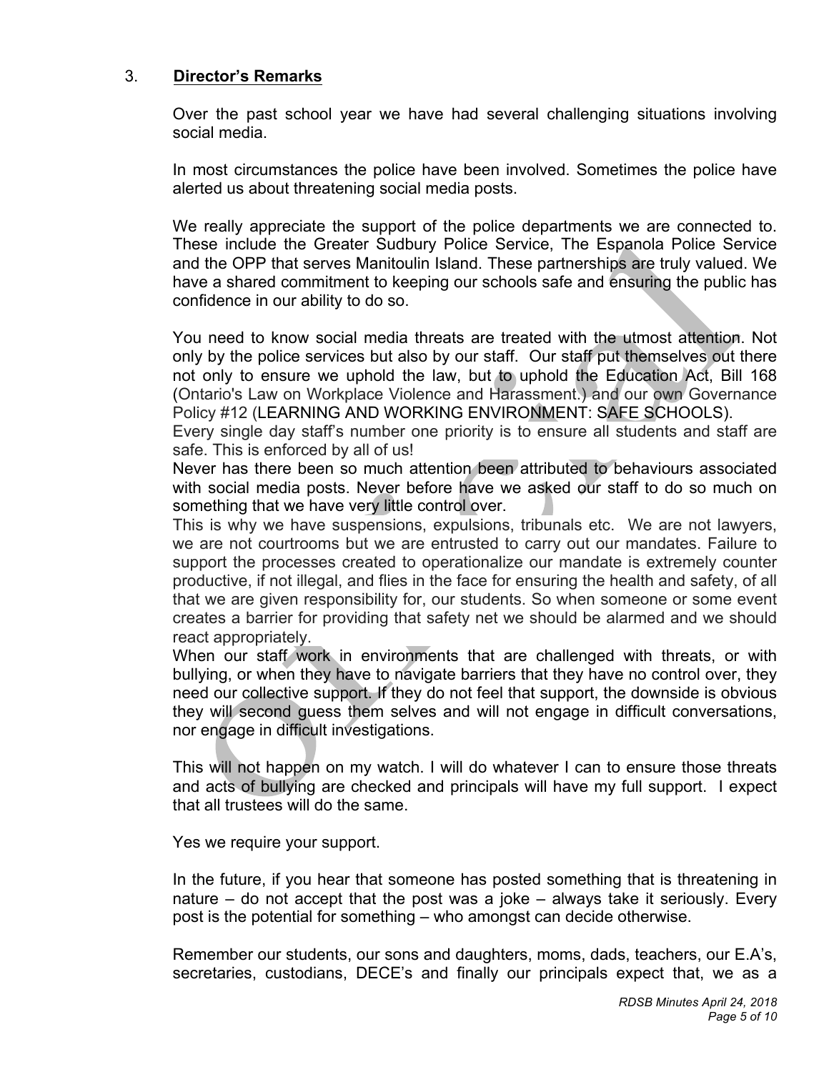## 3. Director's Remarks

Over the past school year we have had several challenging situations involving social media.

In most circumstances the police have been involved. Sometimes the police have alerted us about threatening social media posts.

We really appreciate the support of the police departments we are connected to. These include the Greater Sudbury Police Service, The Espanola Police Service and the OPP that serves Manitoulin Island. These partnerships are truly valued. We have a shared commitment to keeping our schools safe and ensuring the public has confidence in our ability to do so.

You need to know social media threats are treated with the utmost attention. Not only by the police services but also by our staff. Our staff put themselves out there not only to ensure we uphold the law, but to uphold the Education Act, Bill 168 (Ontario's Law on Workplace Violence and Harassment.) and our own Governance Policy #12 (LEARNING AND WORKING ENVIRONMENT: SAFE SCHOOLS).

Every single day staff's number one priority is to ensure all students and staff are safe. This is enforced by all of us!

Never has there been so much attention been attributed to behaviours associated with social media posts. Never before have we asked our staff to do so much on something that we have very little control over.

This is why we have suspensions, expulsions, tribunals etc. We are not lawyers, we are not courtrooms but we are entrusted to carry out our mandates. Failure to support the processes created to operationalize our mandate is extremely counter productive, if not illegal, and flies in the face for ensuring the health and safety, of all that we are given responsibility for, our students. So when someone or some event creates a barrier for providing that safety net we should be alarmed and we should react appropriately.

When our staff work in environments that are challenged with threats, or with bullying, or when they have to navigate barriers that they have no control over, they need our collective support. If they do not feel that support, the downside is obvious they will second guess them selves and will not engage in difficult conversations, nor engage in difficult investigations.

This will not happen on my watch. I will do whatever I can to ensure those threats and acts of bullying are checked and principals will have my full support. I expect that all trustees will do the same.

Yes we require your support.

In the future, if you hear that someone has posted something that is threatening in nature – do not accept that the post was a joke – always take it seriously. Every post is the potential for something – who amongst can decide otherwise.

Remember our students, our sons and daughters, moms, dads, teachers, our E.A's, secretaries, custodians, DECE's and finally our principals expect that, we as a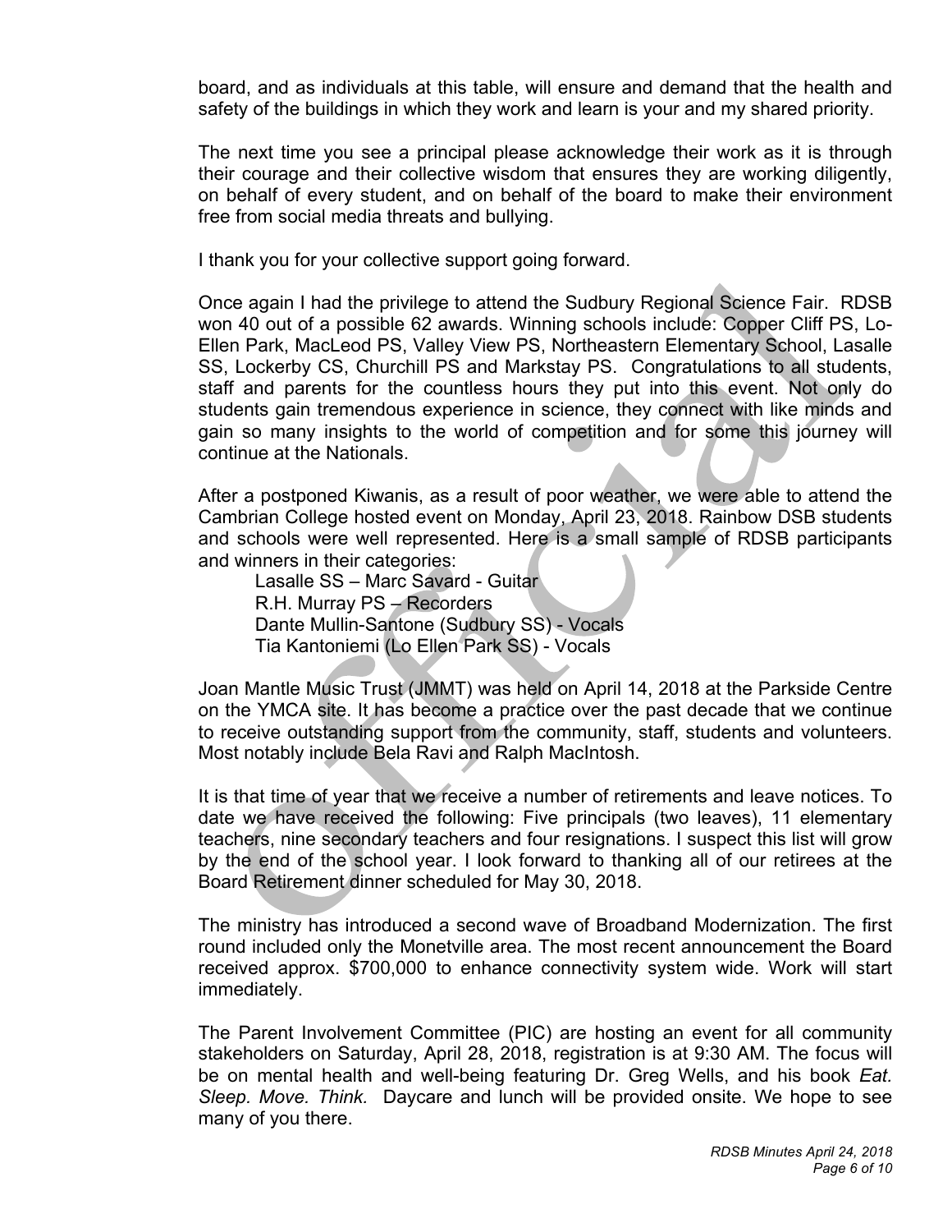board, and as individuals at this table, will ensure and demand that the health and safety of the buildings in which they work and learn is your and my shared priority.

The next time you see a principal please acknowledge their work as it is through their courage and their collective wisdom that ensures they are working diligently, on behalf of every student, and on behalf of the board to make their environment free from social media threats and bullying.

I thank you for your collective support going forward.

Once again I had the privilege to attend the Sudbury Regional Science Fair. RDSB won 40 out of a possible 62 awards. Winning schools include: Copper Cliff PS, Lo-Ellen Park, MacLeod PS, Valley View PS, Northeastern Elementary School, Lasalle SS, Lockerby CS, Churchill PS and Markstay PS. Congratulations to all students, staff and parents for the countless hours they put into this event. Not only do students gain tremendous experience in science, they connect with like minds and gain so many insights to the world of competition and for some this journey will continue at the Nationals.

After a postponed Kiwanis, as a result of poor weather, we were able to attend the Cambrian College hosted event on Monday, April 23, 2018. Rainbow DSB students and schools were well represented. Here is a small sample of RDSB participants and winners in their categories:

Lasalle SS – Marc Savard - Guitar
R.H. Murray PS – Recorders
Dante Mullin-Santone (Sudbury SS) - Vocals
Tia Kantoniemi (Lo Ellen Park SS) - Vocals

Joan Mantle Music Trust (JMMT) was held on April 14, 2018 at the Parkside Centre on the YMCA site. It has become a practice over the past decade that we continue to receive outstanding support from the community, staff, students and volunteers. Most notably include Bela Ravi and Ralph MacIntosh.

It is that time of year that we receive a number of retirements and leave notices. To date we have received the following: Five principals (two leaves), 11 elementary teachers, nine secondary teachers and four resignations. I suspect this list will grow by the end of the school year. I look forward to thanking all of our retirees at the Board Retirement dinner scheduled for May 30, 2018.

The ministry has introduced a second wave of Broadband Modernization. The first round included only the Monetville area. The most recent announcement the Board received approx. $700,000 to enhance connectivity system wide. Work will start immediately.

The Parent Involvement Committee (PIC) are hosting an event for all community stakeholders on Saturday, April 28, 2018, registration is at 9:30 AM. The focus will be on mental health and well-being featuring Dr. Greg Wells, and his book *Eat. Sleep. Move. Think.* Daycare and lunch will be provided onsite. We hope to see many of you there.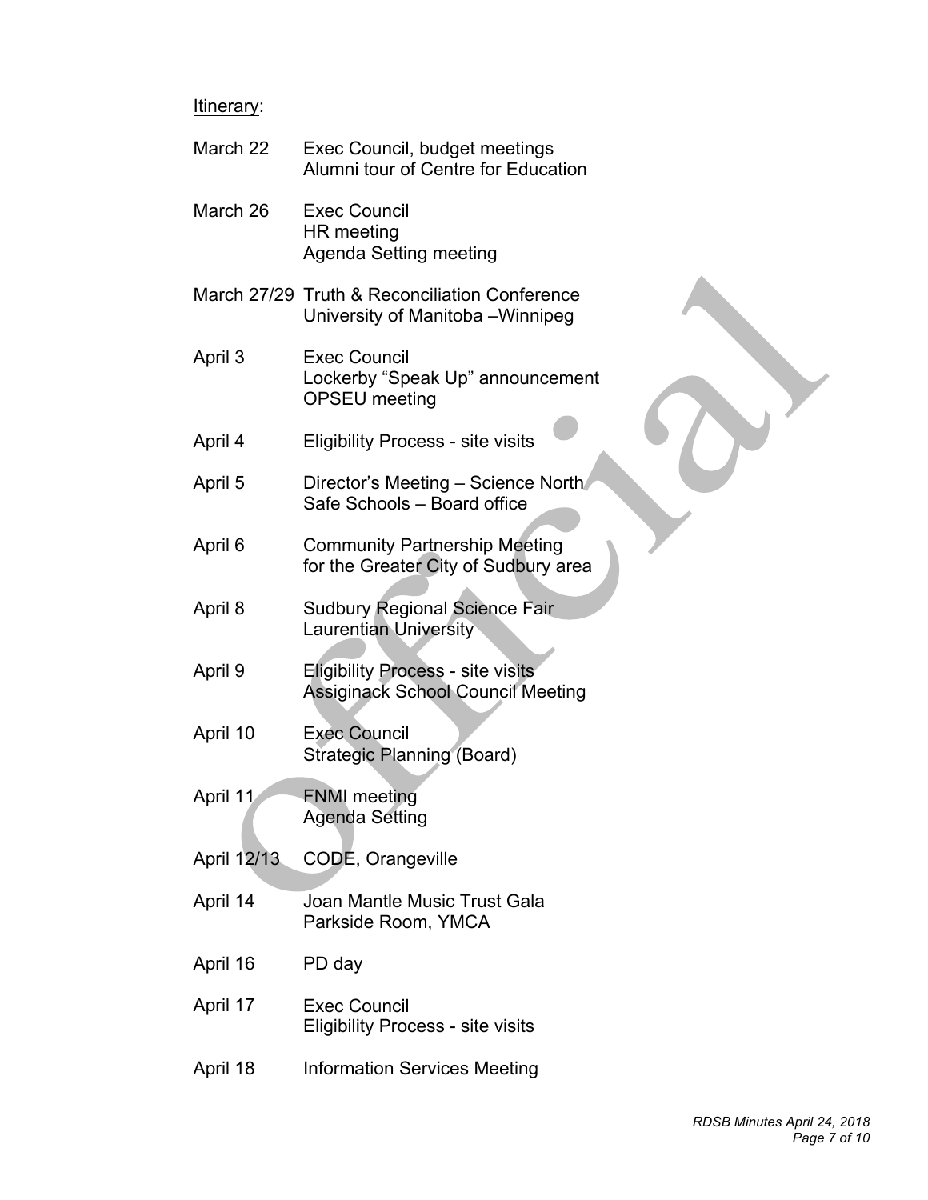Itinerary:

| | |
|---|---|
| March 22 | Exec Council, budget meetings<br>Alumni tour of Centre for Education |
| March 26 | Exec Council<br>HR meeting<br>Agenda Setting meeting |
| March 27/29 | Truth & Reconciliation Conference<br>University of Manitoba –Winnipeg |
| April 3 | Exec Council<br>Lockerby "Speak Up" announcement<br>OPSEU meeting |
| April 4 | Eligibility Process - site visits |
| April 5 | Director's Meeting – Science North<br>Safe Schools – Board office |
| April 6 | Community Partnership Meeting<br>for the Greater City of Sudbury area |
| April 8 | Sudbury Regional Science Fair<br>Laurentian University |
| April 9 | Eligibility Process - site visits<br>Assiginack School Council Meeting |
| April 10 | Exec Council<br>Strategic Planning (Board) |
| April 11 | FNMI meeting<br>Agenda Setting |
| April 12/13 | CODE, Orangeville |
| April 14 | Joan Mantle Music Trust Gala<br>Parkside Room, YMCA |
| April 16 | PD day |
| April 17 | Exec Council<br>Eligibility Process - site visits |
| April 18 | Information Services Meeting |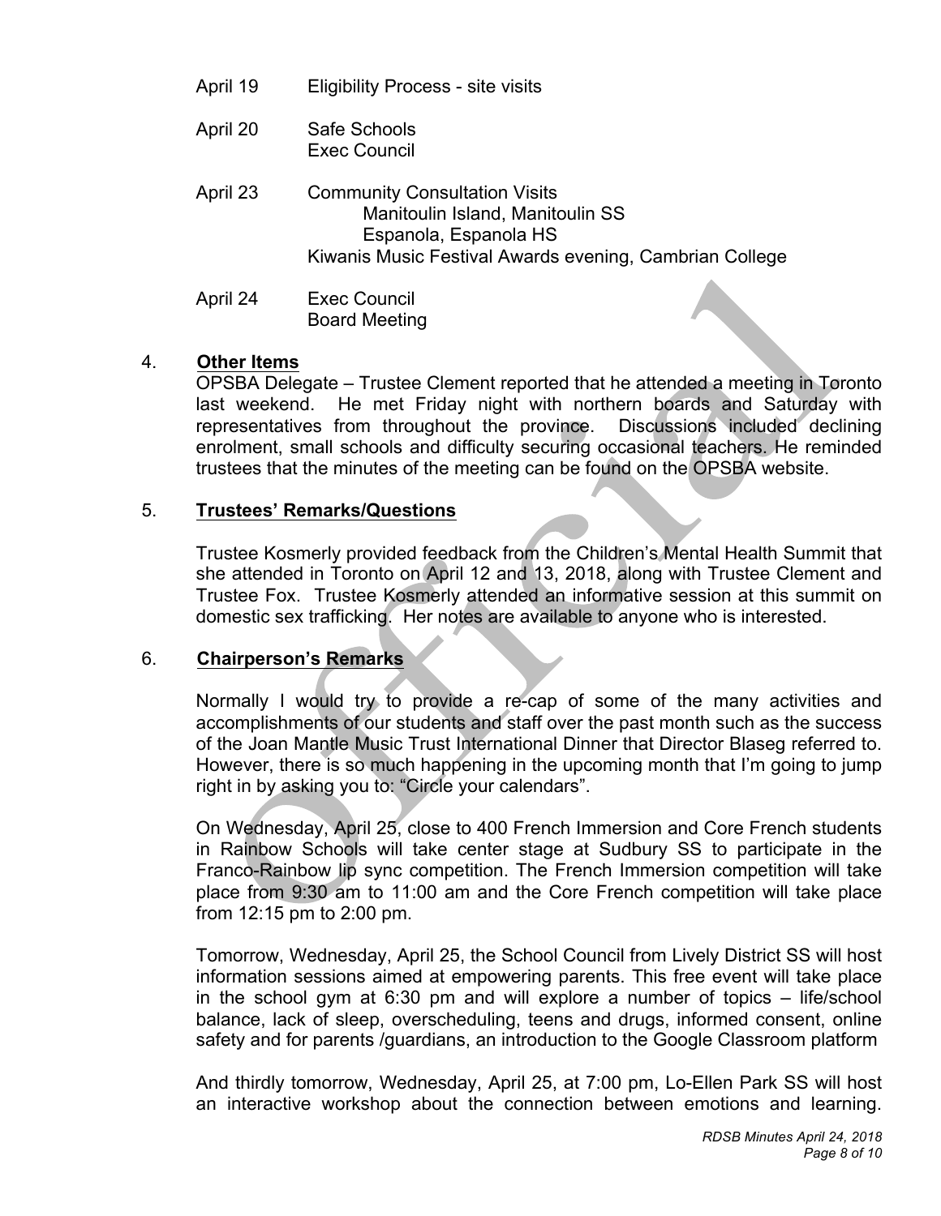April 19 Eligibility Process - site visits

April 20 Safe Schools
Exec Council

April 23 Community Consultation Visits
Manitoulin Island, Manitoulin SS
Espanola, Espanola HS
Kiwanis Music Festival Awards evening, Cambrian College

April 24 Exec Council
Board Meeting

4. **Other Items**

OPSBA Delegate – Trustee Clement reported that he attended a meeting in Toronto last weekend. He met Friday night with northern boards and Saturday with representatives from throughout the province. Discussions included declining enrolment, small schools and difficulty securing occasional teachers. He reminded trustees that the minutes of the meeting can be found on the OPSBA website.

5. **Trustees' Remarks/Questions**

Trustee Kosmerly provided feedback from the Children's Mental Health Summit that she attended in Toronto on April 12 and 13, 2018, along with Trustee Clement and Trustee Fox. Trustee Kosmerly attended an informative session at this summit on domestic sex trafficking. Her notes are available to anyone who is interested.

6. **Chairperson's Remarks**

Normally I would try to provide a re-cap of some of the many activities and accomplishments of our students and staff over the past month such as the success of the Joan Mantle Music Trust International Dinner that Director Blaseg referred to. However, there is so much happening in the upcoming month that I'm going to jump right in by asking you to: "Circle your calendars".

On Wednesday, April 25, close to 400 French Immersion and Core French students in Rainbow Schools will take center stage at Sudbury SS to participate in the Franco-Rainbow lip sync competition. The French Immersion competition will take place from 9:30 am to 11:00 am and the Core French competition will take place from 12:15 pm to 2:00 pm.

Tomorrow, Wednesday, April 25, the School Council from Lively District SS will host information sessions aimed at empowering parents. This free event will take place in the school gym at 6:30 pm and will explore a number of topics – life/school balance, lack of sleep, overscheduling, teens and drugs, informed consent, online safety and for parents /guardians, an introduction to the Google Classroom platform

And thirdly tomorrow, Wednesday, April 25, at 7:00 pm, Lo-Ellen Park SS will host an interactive workshop about the connection between emotions and learning.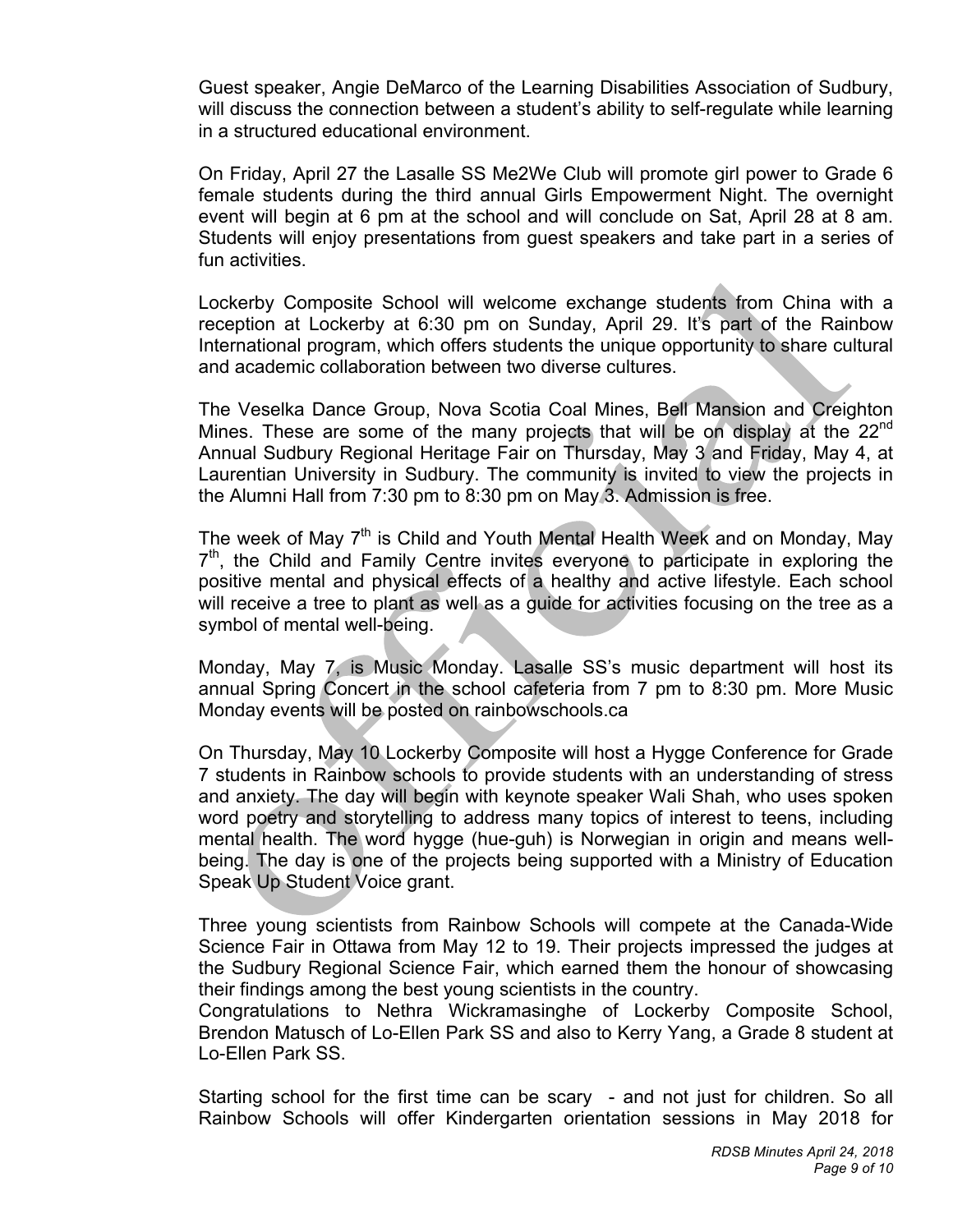Guest speaker, Angie DeMarco of the Learning Disabilities Association of Sudbury, will discuss the connection between a student's ability to self-regulate while learning in a structured educational environment.

On Friday, April 27 the Lasalle SS Me2We Club will promote girl power to Grade 6 female students during the third annual Girls Empowerment Night. The overnight event will begin at 6 pm at the school and will conclude on Sat, April 28 at 8 am. Students will enjoy presentations from guest speakers and take part in a series of fun activities.

Lockerby Composite School will welcome exchange students from China with a reception at Lockerby at 6:30 pm on Sunday, April 29. It's part of the Rainbow International program, which offers students the unique opportunity to share cultural and academic collaboration between two diverse cultures.

The Veselka Dance Group, Nova Scotia Coal Mines, Bell Mansion and Creighton Mines. These are some of the many projects that will be on display at the 22nd Annual Sudbury Regional Heritage Fair on Thursday, May 3 and Friday, May 4, at Laurentian University in Sudbury. The community is invited to view the projects in the Alumni Hall from 7:30 pm to 8:30 pm on May 3. Admission is free.

The week of May 7th is Child and Youth Mental Health Week and on Monday, May 7th, the Child and Family Centre invites everyone to participate in exploring the positive mental and physical effects of a healthy and active lifestyle. Each school will receive a tree to plant as well as a guide for activities focusing on the tree as a symbol of mental well-being.

Monday, May 7, is Music Monday. Lasalle SS's music department will host its annual Spring Concert in the school cafeteria from 7 pm to 8:30 pm. More Music Monday events will be posted on rainbowschools.ca

On Thursday, May 10 Lockerby Composite will host a Hygge Conference for Grade 7 students in Rainbow schools to provide students with an understanding of stress and anxiety. The day will begin with keynote speaker Wali Shah, who uses spoken word poetry and storytelling to address many topics of interest to teens, including mental health. The word hygge (hue-guh) is Norwegian in origin and means well-being. The day is one of the projects being supported with a Ministry of Education Speak Up Student Voice grant.

Three young scientists from Rainbow Schools will compete at the Canada-Wide Science Fair in Ottawa from May 12 to 19. Their projects impressed the judges at the Sudbury Regional Science Fair, which earned them the honour of showcasing their findings among the best young scientists in the country.
Congratulations to Nethra Wickramasinghe of Lockerby Composite School, Brendon Matusch of Lo-Ellen Park SS and also to Kerry Yang, a Grade 8 student at Lo-Ellen Park SS.

Starting school for the first time can be scary - and not just for children. So all Rainbow Schools will offer Kindergarten orientation sessions in May 2018 for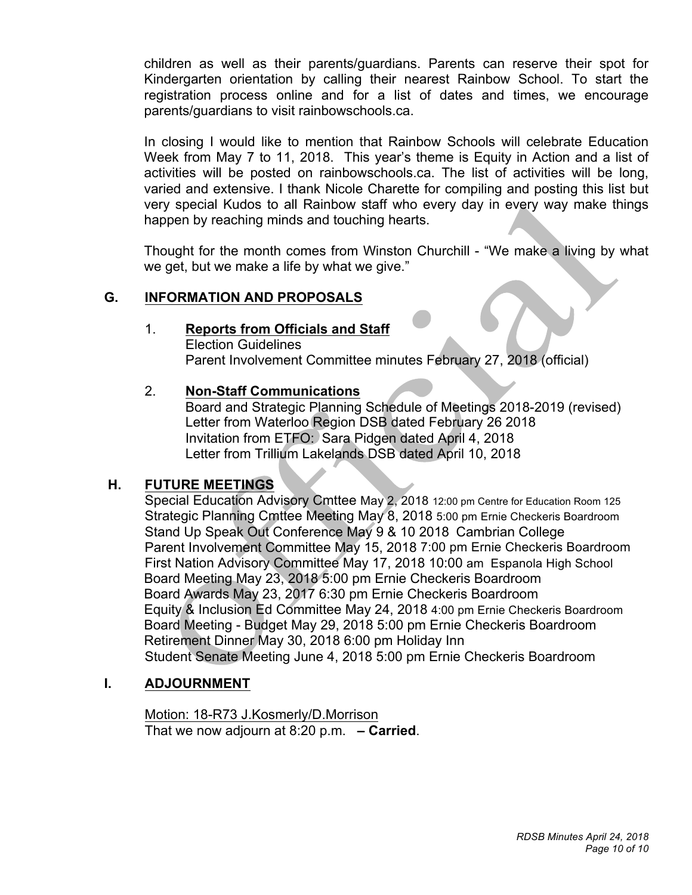children as well as their parents/guardians. Parents can reserve their spot for Kindergarten orientation by calling their nearest Rainbow School. To start the registration process online and for a list of dates and times, we encourage parents/guardians to visit rainbowschools.ca.

In closing I would like to mention that Rainbow Schools will celebrate Education Week from May 7 to 11, 2018. This year's theme is Equity in Action and a list of activities will be posted on rainbowschools.ca. The list of activities will be long, varied and extensive. I thank Nicole Charette for compiling and posting this list but very special Kudos to all Rainbow staff who every day in every way make things happen by reaching minds and touching hearts.

Thought for the month comes from Winston Churchill - "We make a living by what we get, but we make a life by what we give."

## G. INFORMATION AND PROPOSALS

1. **Reports from Officials and Staff**
   Election Guidelines
   Parent Involvement Committee minutes February 27, 2018 (official)

2. **Non-Staff Communications**
   Board and Strategic Planning Schedule of Meetings 2018-2019 (revised)
   Letter from Waterloo Region DSB dated February 26 2018
   Invitation from ETFO: Sara Pidgen dated April 4, 2018
   Letter from Trillium Lakelands DSB dated April 10, 2018

## H. FUTURE MEETINGS

Special Education Advisory Cmttee May 2, 2018 12:00 pm Centre for Education Room 125
Strategic Planning Cmttee Meeting May 8, 2018 5:00 pm Ernie Checkeris Boardroom
Stand Up Speak Out Conference May 9 & 10 2018 Cambrian College
Parent Involvement Committee May 15, 2018 7:00 pm Ernie Checkeris Boardroom
First Nation Advisory Committee May 17, 2018 10:00 am Espanola High School
Board Meeting May 23, 2018 5:00 pm Ernie Checkeris Boardroom
Board Awards May 23, 2017 6:30 pm Ernie Checkeris Boardroom
Equity & Inclusion Ed Committee May 24, 2018 4:00 pm Ernie Checkeris Boardroom
Board Meeting - Budget May 29, 2018 5:00 pm Ernie Checkeris Boardroom
Retirement Dinner May 30, 2018 6:00 pm Holiday Inn
Student Senate Meeting June 4, 2018 5:00 pm Ernie Checkeris Boardroom

## I. ADJOURNMENT

Motion: 18-R73 J.Kosmerly/D.Morrison
That we now adjourn at 8:20 p.m. **– Carried**.